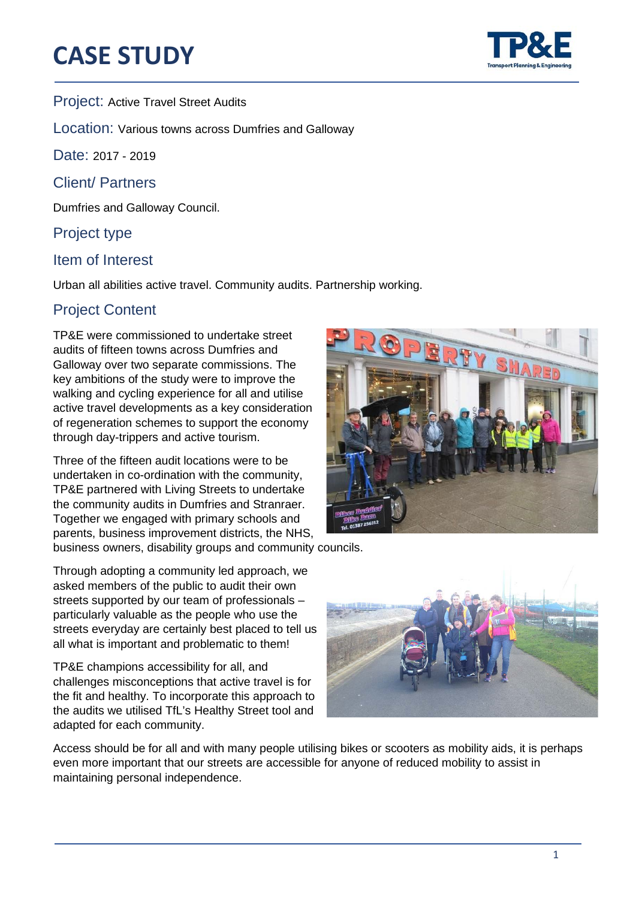# CASE STUDY

Project: Active Travel Street Audits

Location: Various towns across Dumfries and Galloway

Date: 2017 - 2019

## Client/ Partners

Dumfries and Galloway Council.

## Project type

## Item of Interest

Urban all abilities active travel. Community audits. Partnership working.

## Project Content

TP&E were commissioned to undertake street audits of fifteen towns across Dumfries and Galloway over two separate commissions. The key ambitions of the study were to improve the walking and cycling experience for all and utilise active travel developments as a key consideration of regeneration schemes to support the economy through day-trippers and active tourism.

Three of the fifteen audit locations were to be undertaken in co-ordination with the community, TP&E partnered with Living Streets to undertake the community audits in Dumfries and Stranraer. Together we engaged with primary schools and parents, business improvement districts, the NHS, business owners, disability groups and community councils.

Through adopting a community led approach, we asked members of the public to audit their own streets supported by our team of professionals – particularly valuable as the people who use the streets everyday are certainly best placed to tell us all what is important and problematic to them!

TP&E champions accessibility for all, and challenges misconceptions that active travel is for the fit and healthy. To incorporate this approach to the audits we utilised TfL's Healthy Street tool and adapted for each community.

Access should be for all and with many people utilising bikes or scooters as mobility aids, it is perhaps even more important that our streets are accessible for anyone of reduced mobility to assist in maintaining personal independence.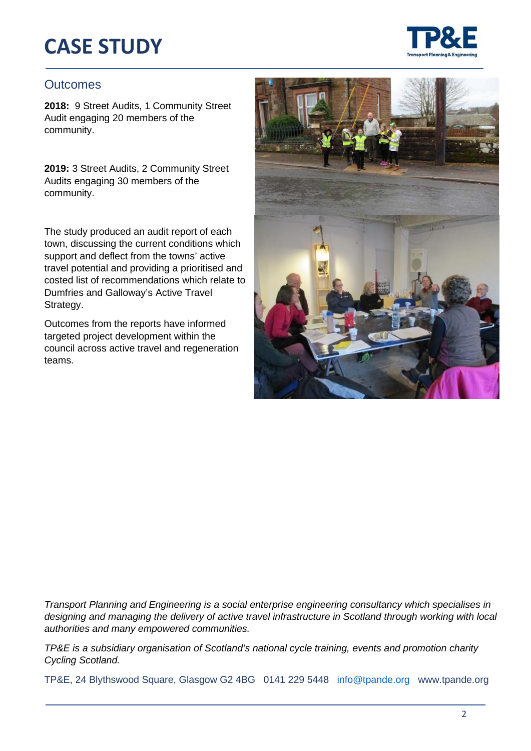# CASE STUDY

## Outcomes

**2018:** 9 Street Audits, 1 Community Street Audit engaging 20 members of the community.

**2019:** 3 Street Audits, 2 Community Street Audits engaging 30 members of the community.

The study produced an audit report of each town, discussing the current conditions which support and deflect from the towns' active travel potential and providing a prioritised and costed list of recommendations which relate to Dumfries and Galloway's Active Travel Strategy.

Outcomes from the reports have informed targeted project development within the council across active travel and regeneration teams.

*Transport Planning and Engineering is a social enterprise engineering consultancy which specialises in designing and managing the delivery of active travel infrastructure in Scotland through working with local authorities and many empowered communities.*

*TP&E is a subsidiary organisation of Scotland's national cycle training, events and promotion charity Cycling Scotland.*

TP&E, 24 Blythswood Square, Glasgow G2 4BG 0141 229 5448 info@tpande.org www.tpande.org